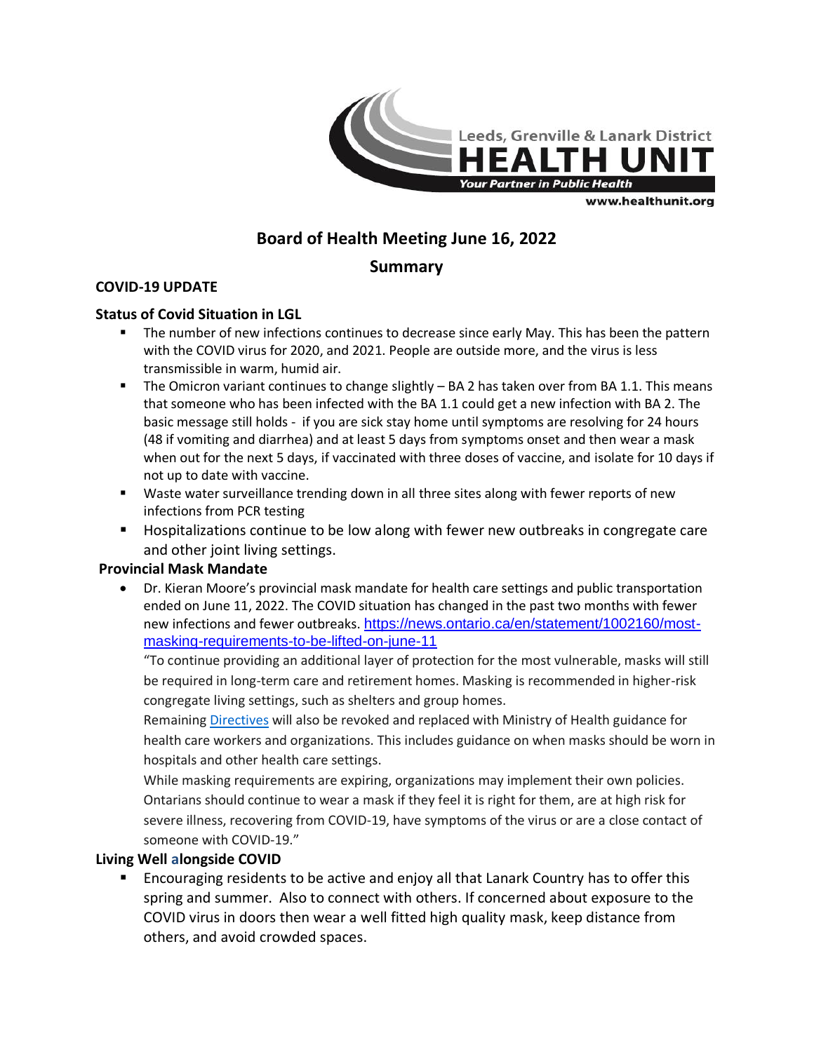Leeds, Grenville & Lanark District

**HEALTH UNIT**

*Your Partner in Public Health*

www.healthunit.org

# Board of Health Meeting June 16, 2022

## Summary

### COVID-19 UPDATE

### Status of Covid Situation in LGL

- The number of new infections continues to decrease since early May. This has been the pattern with the COVID virus for 2020, and 2021. People are outside more, and the virus is less transmissible in warm, humid air.
- The Omicron variant continues to change slightly – BA 2 has taken over from BA 1.1. This means that someone who has been infected with the BA 1.1 could get a new infection with BA 2. The basic message still holds - if you are sick stay home until symptoms are resolving for 24 hours (48 if vomiting and diarrhea) and at least 5 days from symptoms onset and then wear a mask when out for the next 5 days, if vaccinated with three doses of vaccine, and isolate for 10 days if not up to date with vaccine.
- Waste water surveillance trending down in all three sites along with fewer reports of new infections from PCR testing
- Hospitalizations continue to be low along with fewer new outbreaks in congregate care and other joint living settings.

### Provincial Mask Mandate

- Dr. Kieran Moore's provincial mask mandate for health care settings and public transportation ended on June 11, 2022. The COVID situation has changed in the past two months with fewer new infections and fewer outbreaks. https://news.ontario.ca/en/statement/1002160/most-masking-requirements-to-be-lifted-on-june-11

  "To continue providing an additional layer of protection for the most vulnerable, masks will still be required in long-term care and retirement homes. Masking is recommended in higher-risk congregate living settings, such as shelters and group homes.

  Remaining Directives will also be revoked and replaced with Ministry of Health guidance for health care workers and organizations. This includes guidance on when masks should be worn in hospitals and other health care settings.

  While masking requirements are expiring, organizations may implement their own policies. Ontarians should continue to wear a mask if they feel it is right for them, are at high risk for severe illness, recovering from COVID-19, have symptoms of the virus or are a close contact of someone with COVID-19."

### Living Well alongside COVID

- Encouraging residents to be active and enjoy all that Lanark Country has to offer this spring and summer. Also to connect with others. If concerned about exposure to the COVID virus in doors then wear a well fitted high quality mask, keep distance from others, and avoid crowded spaces.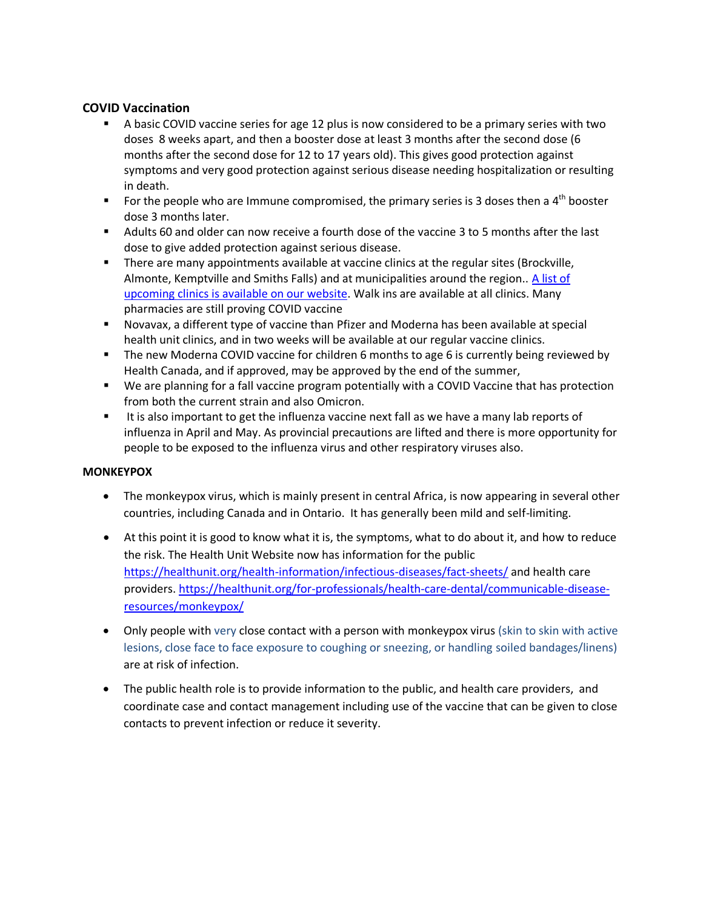### COVID Vaccination

- A basic COVID vaccine series for age 12 plus is now considered to be a primary series with two doses 8 weeks apart, and then a booster dose at least 3 months after the second dose (6 months after the second dose for 12 to 17 years old). This gives good protection against symptoms and very good protection against serious disease needing hospitalization or resulting in death.
- For the people who are Immune compromised, the primary series is 3 doses then a 4th booster dose 3 months later.
- Adults 60 and older can now receive a fourth dose of the vaccine 3 to 5 months after the last dose to give added protection against serious disease.
- There are many appointments available at vaccine clinics at the regular sites (Brockville, Almonte, Kemptville and Smiths Falls) and at municipalities around the region.. [A list of upcoming clinics is available on our website](). Walk ins are available at all clinics. Many pharmacies are still proving COVID vaccine
- Novavax, a different type of vaccine than Pfizer and Moderna has been available at special health unit clinics, and in two weeks will be available at our regular vaccine clinics.
- The new Moderna COVID vaccine for children 6 months to age 6 is currently being reviewed by Health Canada, and if approved, may be approved by the end of the summer,
- We are planning for a fall vaccine program potentially with a COVID Vaccine that has protection from both the current strain and also Omicron.
- It is also important to get the influenza vaccine next fall as we have a many lab reports of influenza in April and May. As provincial precautions are lifted and there is more opportunity for people to be exposed to the influenza virus and other respiratory viruses also.

### MONKEYPOX

- The monkeypox virus, which is mainly present in central Africa, is now appearing in several other countries, including Canada and in Ontario. It has generally been mild and self-limiting.
- At this point it is good to know what it is, the symptoms, what to do about it, and how to reduce the risk. The Health Unit Website now has information for the public https://healthunit.org/health-information/infectious-diseases/fact-sheets/ and health care providers. https://healthunit.org/for-professionals/health-care-dental/communicable-disease-resources/monkeypox/
- Only people with very close contact with a person with monkeypox virus (skin to skin with active lesions, close face to face exposure to coughing or sneezing, or handling soiled bandages/linens) are at risk of infection.
- The public health role is to provide information to the public, and health care providers, and coordinate case and contact management including use of the vaccine that can be given to close contacts to prevent infection or reduce it severity.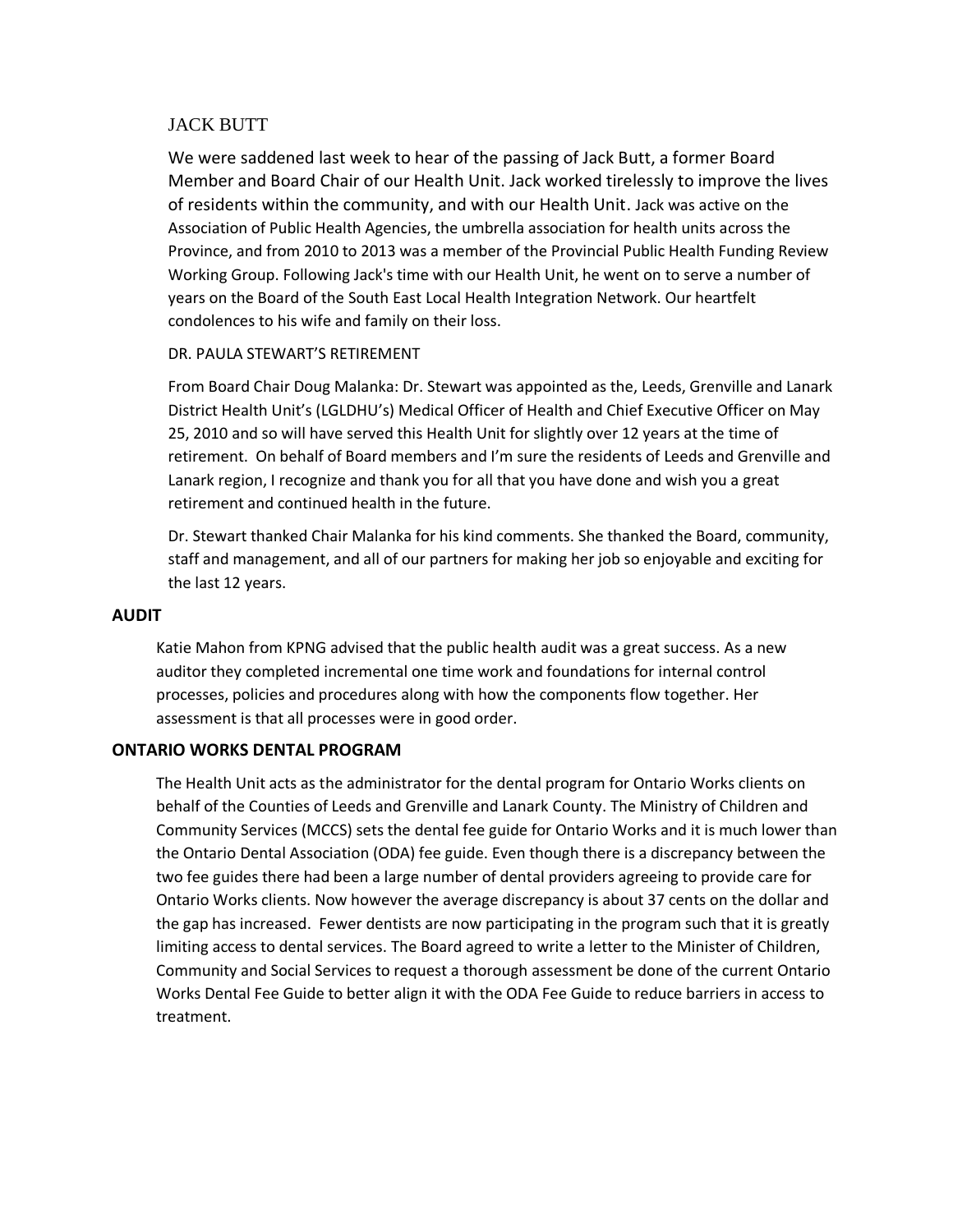## JACK BUTT

We were saddened last week to hear of the passing of Jack Butt, a former Board Member and Board Chair of our Health Unit. Jack worked tirelessly to improve the lives of residents within the community, and with our Health Unit. Jack was active on the Association of Public Health Agencies, the umbrella association for health units across the Province, and from 2010 to 2013 was a member of the Provincial Public Health Funding Review Working Group. Following Jack's time with our Health Unit, he went on to serve a number of years on the Board of the South East Local Health Integration Network. Our heartfelt condolences to his wife and family on their loss.

## DR. PAULA STEWART'S RETIREMENT

From Board Chair Doug Malanka: Dr. Stewart was appointed as the, Leeds, Grenville and Lanark District Health Unit's (LGLDHU's) Medical Officer of Health and Chief Executive Officer on May 25, 2010 and so will have served this Health Unit for slightly over 12 years at the time of retirement. On behalf of Board members and I'm sure the residents of Leeds and Grenville and Lanark region, I recognize and thank you for all that you have done and wish you a great retirement and continued health in the future.

Dr. Stewart thanked Chair Malanka for his kind comments. She thanked the Board, community, staff and management, and all of our partners for making her job so enjoyable and exciting for the last 12 years.

## AUDIT

Katie Mahon from KPNG advised that the public health audit was a great success. As a new auditor they completed incremental one time work and foundations for internal control processes, policies and procedures along with how the components flow together. Her assessment is that all processes were in good order.

## ONTARIO WORKS DENTAL PROGRAM

The Health Unit acts as the administrator for the dental program for Ontario Works clients on behalf of the Counties of Leeds and Grenville and Lanark County. The Ministry of Children and Community Services (MCCS) sets the dental fee guide for Ontario Works and it is much lower than the Ontario Dental Association (ODA) fee guide. Even though there is a discrepancy between the two fee guides there had been a large number of dental providers agreeing to provide care for Ontario Works clients. Now however the average discrepancy is about 37 cents on the dollar and the gap has increased. Fewer dentists are now participating in the program such that it is greatly limiting access to dental services. The Board agreed to write a letter to the Minister of Children, Community and Social Services to request a thorough assessment be done of the current Ontario Works Dental Fee Guide to better align it with the ODA Fee Guide to reduce barriers in access to treatment.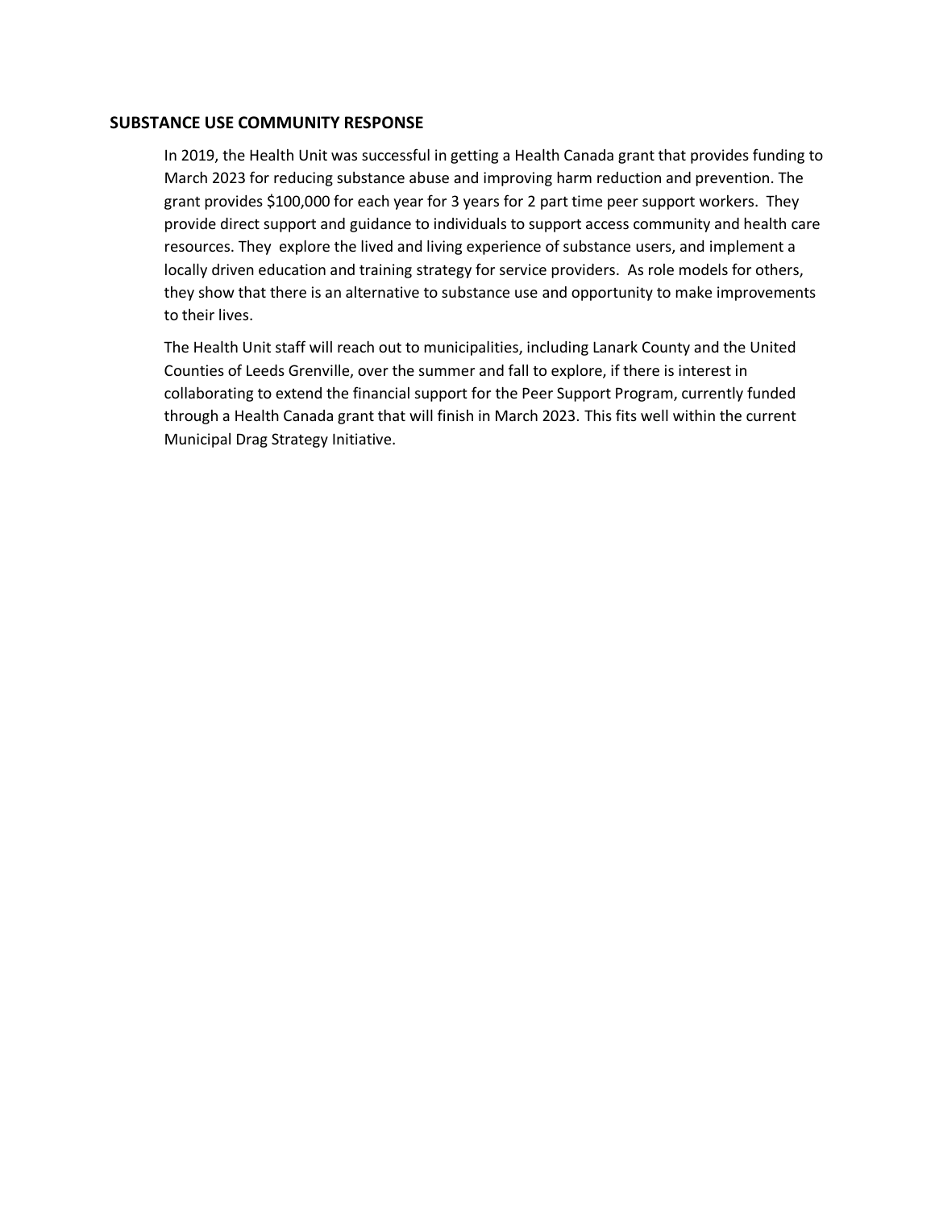## SUBSTANCE USE COMMUNITY RESPONSE

In 2019, the Health Unit was successful in getting a Health Canada grant that provides funding to March 2023 for reducing substance abuse and improving harm reduction and prevention. The grant provides $100,000 for each year for 3 years for 2 part time peer support workers. They provide direct support and guidance to individuals to support access community and health care resources. They explore the lived and living experience of substance users, and implement a locally driven education and training strategy for service providers. As role models for others, they show that there is an alternative to substance use and opportunity to make improvements to their lives.

The Health Unit staff will reach out to municipalities, including Lanark County and the United Counties of Leeds Grenville, over the summer and fall to explore, if there is interest in collaborating to extend the financial support for the Peer Support Program, currently funded through a Health Canada grant that will finish in March 2023. This fits well within the current Municipal Drag Strategy Initiative.